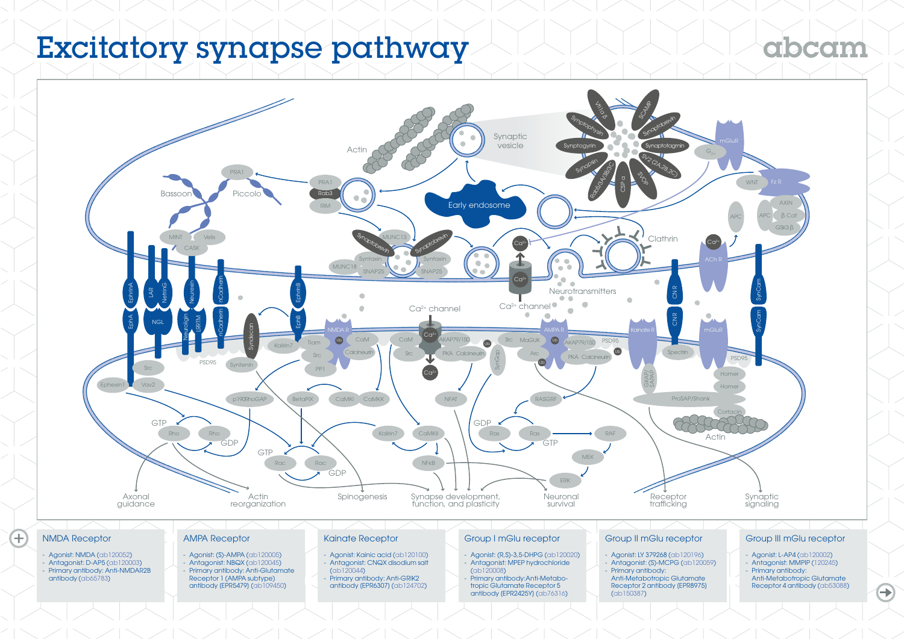# Excitatory synapse pathway

## NMDA Receptor

- Agonist: NMDA (ab120052)
- Antagonist: D-AP5 (ab120003)
- Primary antibody: Anti-NMDAR2B antibody (ab65783)

## AMPA Receptor

- Agonist: (S)-AMPA (ab120005)
- Antagonist: NBQX (ab120045)
- Primary antibody: Anti-Glutamate Receptor 1 (AMPA subtype) antibody (EPR5479) (ab109450)

## Kainate Receptor

- Agonist: Kainic acid (ab120100)
- Antagonist: CNQX disodium salt (ab120044)
- Primary antibody: Anti-GRIK2 antibody (EPR6307) (ab124702)

## Group I mGlu receptor

- Agonist: (R,S)-3,5-DHPG (ab120020)
- Antagonist: MPEP hydrochloride (ab120008)
- Primary antibody: Anti-Metabotropic Glutamate Receptor 5 antibody (EPR2425Y) (ab76316)

## Group II mGlu receptor

- Agonist: LY 379268 (ab120196)
- Antagonist: (S)-MCPG (ab120059)
- Primary antibody: Anti-Metabotropic Glutamate Receptor 2 antibody (EPR8975) (ab150387)

## Group III mGlu receptor

- Agonist: L-AP4 (ab120002)
- Antagonist: MMPIP (120245)
- Primary antibody: Anti-Metabotropic Glutamate Receptor 4 antibody (ab53088)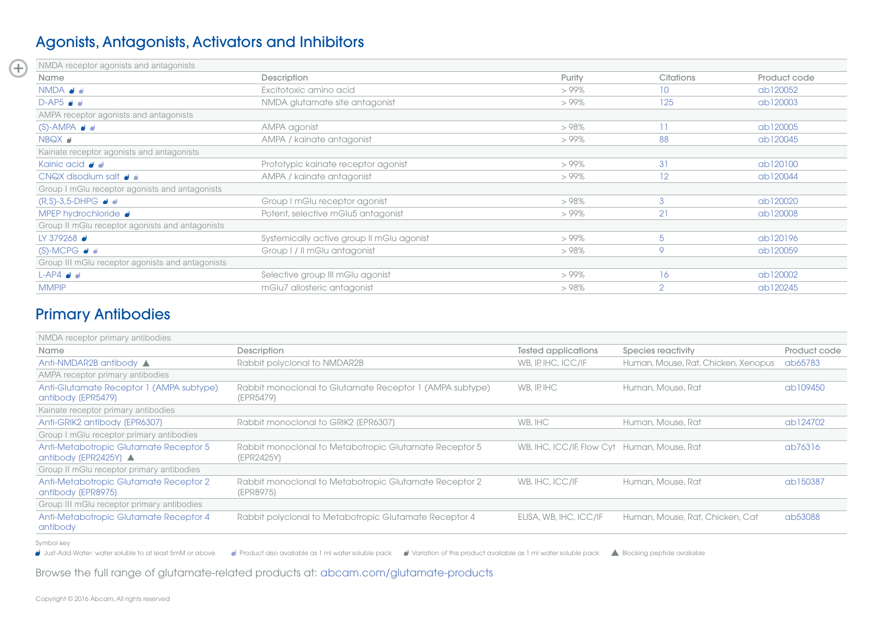## Agonists, Antagonists, Activators and Inhibitors

| Name | Description | Purity | Citations | Product code |
|---|---|---|---|---|
| NMDA receptor agonists and antagonists | | | | |
| NMDA | Excitotoxic amino acid | > 99% | 10 | ab120052 |
| D-AP5 | NMDA glutamate site antagonist | > 99% | 125 | ab120003 |
| AMPA receptor agonists and antagonists | | | | |
| (S)-AMPA | AMPA agonist | > 98% | 11 | ab120005 |
| NBQX | AMPA / kainate antagonist | > 99% | 88 | ab120045 |
| Kainate receptor agonists and antagonists | | | | |
| Kainic acid | Prototypic kainate receptor agonist | > 99% | 31 | ab120100 |
| CNQX disodium salt | AMPA / kainate antagonist | > 99% | 12 | ab120044 |
| Group I mGlu receptor agonists and antagonists | | | | |
| (R,S)-3,5-DHPG | Group I mGlu receptor agonist | > 98% | 3 | ab120020 |
| MPEP hydrochloride | Potent, selective mGlu5 antagonist | > 99% | 21 | ab120008 |
| Group II mGlu receptor agonists and antagonists | | | | |
| LY 379268 | Systemically active group II mGlu agonist | > 99% | 5 | ab120196 |
| (S)-MCPG | Group I / II mGlu antagonist | > 98% | 9 | ab120059 |
| Group III mGlu receptor agonists and antagonists | | | | |
| L-AP4 | Selective group III mGlu agonist | > 99% | 16 | ab120002 |
| MMPIP | mGlu7 allosteric antagonist | > 98% | 2 | ab120245 |

## Primary Antibodies

| Name | Description | Tested applications | Species reactivity | Product code |
|---|---|---|---|---|
| NMDA receptor primary antibodies | | | | |
| Anti-NMDAR2B antibody ▲ | Rabbit polyclonal to NMDAR2B | WB, IP, IHC, ICC/IF | Human, Mouse, Rat, Chicken, Xenopus | ab65783 |
| AMPA receptor primary antibodies | | | | |
| Anti-Glutamate Receptor 1 (AMPA subtype) antibody (EPR5479) | Rabbit monoclonal to Glutamate Receptor 1 (AMPA subtype) (EPR5479) | WB, IP, IHC | Human, Mouse, Rat | ab109450 |
| Kainate receptor primary antibodies | | | | |
| Anti-GRIK2 antibody (EPR6307) | Rabbit monoclonal to GRIK2 (EPR6307) | WB, IHC | Human, Mouse, Rat | ab124702 |
| Group I mGlu receptor primary antibodies | | | | |
| Anti-Metabotropic Glutamate Receptor 5 antibody (EPR2425Y) ▲ | Rabbit monoclonal to Metabotropic Glutamate Receptor 5 (EPR2425Y) | WB, IHC, ICC/IF, Flow Cyt | Human, Mouse, Rat | ab76316 |
| Group II mGlu receptor primary antibodies | | | | |
| Anti-Metabotropic Glutamate Receptor 2 antibody (EPR8975) | Rabbit monoclonal to Metabotropic Glutamate Receptor 2 (EPR8975) | WB, IHC, ICC/IF | Human, Mouse, Rat | ab150387 |
| Group III mGlu receptor primary antibodies | | | | |
| Anti-Metabotropic Glutamate Receptor 4 antibody | Rabbit polyclonal to Metabotropic Glutamate Receptor 4 | ELISA, WB, IHC, ICC/IF | Human, Mouse, Rat, Chicken, Cat | ab53088 |

Symbol key

Just-Add-Water: water soluble to at least 5mM or above — Product also available as 1 ml water soluble pack — Variation of this product available as 1 ml water soluble pack — ▲ Blocking peptide available

Browse the full range of glutamate-related products at: abcam.com/glutamate-products

Copyright © 2016 Abcam, All rights reserved